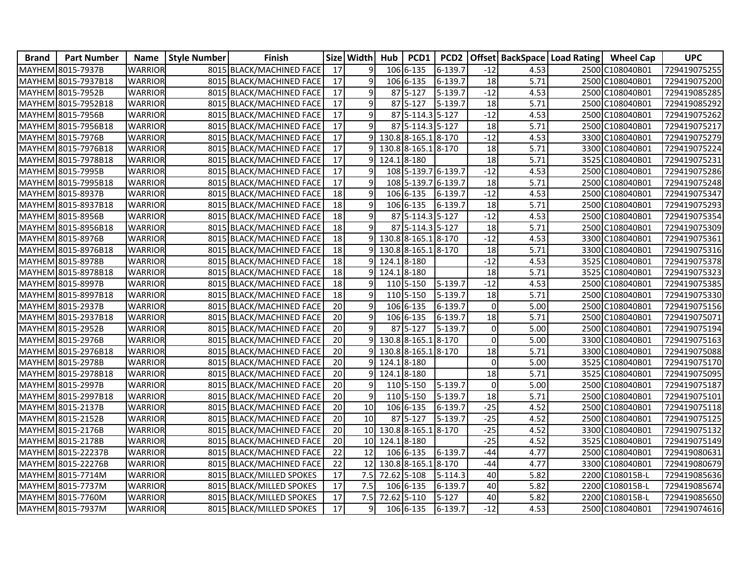| Brand | Part Number | Name | Style Number | Finish | Size | Width | Hub | PCD1 | PCD2 | Offset | BackSpace | Load Rating | Wheel Cap | UPC |
|---|---|---|---|---|---|---|---|---|---|---|---|---|---|---|
| MAYHEM | 8015-7937B | WARRIOR | 8015 | BLACK/MACHINED FACE | 17 | 9 | 106 | 6-135 | 6-139.7 | -12 | 4.53 | 2500 | C108040B01 | 729419075255 |
| MAYHEM | 8015-7937B18 | WARRIOR | 8015 | BLACK/MACHINED FACE | 17 | 9 | 106 | 6-135 | 6-139.7 | 18 | 5.71 | 2500 | C108040B01 | 729419075200 |
| MAYHEM | 8015-7952B | WARRIOR | 8015 | BLACK/MACHINED FACE | 17 | 9 | 87 | 5-127 | 5-139.7 | -12 | 4.53 | 2500 | C108040B01 | 729419085285 |
| MAYHEM | 8015-7952B18 | WARRIOR | 8015 | BLACK/MACHINED FACE | 17 | 9 | 87 | 5-127 | 5-139.7 | 18 | 5.71 | 2500 | C108040B01 | 729419085292 |
| MAYHEM | 8015-7956B | WARRIOR | 8015 | BLACK/MACHINED FACE | 17 | 9 | 87 | 5-114.3 | 5-127 | -12 | 4.53 | 2500 | C108040B01 | 729419075262 |
| MAYHEM | 8015-7956B18 | WARRIOR | 8015 | BLACK/MACHINED FACE | 17 | 9 | 87 | 5-114.3 | 5-127 | 18 | 5.71 | 2500 | C108040B01 | 729419075217 |
| MAYHEM | 8015-7976B | WARRIOR | 8015 | BLACK/MACHINED FACE | 17 | 9 | 130.8 | 8-165.1 | 8-170 | -12 | 4.53 | 3300 | C108040B01 | 729419075279 |
| MAYHEM | 8015-7976B18 | WARRIOR | 8015 | BLACK/MACHINED FACE | 17 | 9 | 130.8 | 8-165.1 | 8-170 | 18 | 5.71 | 3300 | C108040B01 | 729419075224 |
| MAYHEM | 8015-7978B18 | WARRIOR | 8015 | BLACK/MACHINED FACE | 17 | 9 | 124.1 | 8-180 | | 18 | 5.71 | 3525 | C108040B01 | 729419075231 |
| MAYHEM | 8015-7995B | WARRIOR | 8015 | BLACK/MACHINED FACE | 17 | 9 | 108 | 5-139.7 | 6-139.7 | -12 | 4.53 | 2500 | C108040B01 | 729419075286 |
| MAYHEM | 8015-7995B18 | WARRIOR | 8015 | BLACK/MACHINED FACE | 17 | 9 | 108 | 5-139.7 | 6-139.7 | 18 | 5.71 | 2500 | C108040B01 | 729419075248 |
| MAYHEM | 8015-8937B | WARRIOR | 8015 | BLACK/MACHINED FACE | 18 | 9 | 106 | 6-135 | 6-139.7 | -12 | 4.53 | 2500 | C108040B01 | 729419075347 |
| MAYHEM | 8015-8937B18 | WARRIOR | 8015 | BLACK/MACHINED FACE | 18 | 9 | 106 | 6-135 | 6-139.7 | 18 | 5.71 | 2500 | C108040B01 | 729419075293 |
| MAYHEM | 8015-8956B | WARRIOR | 8015 | BLACK/MACHINED FACE | 18 | 9 | 87 | 5-114.3 | 5-127 | -12 | 4.53 | 2500 | C108040B01 | 729419075354 |
| MAYHEM | 8015-8956B18 | WARRIOR | 8015 | BLACK/MACHINED FACE | 18 | 9 | 87 | 5-114.3 | 5-127 | 18 | 5.71 | 2500 | C108040B01 | 729419075309 |
| MAYHEM | 8015-8976B | WARRIOR | 8015 | BLACK/MACHINED FACE | 18 | 9 | 130.8 | 8-165.1 | 8-170 | -12 | 4.53 | 3300 | C108040B01 | 729419075361 |
| MAYHEM | 8015-8976B18 | WARRIOR | 8015 | BLACK/MACHINED FACE | 18 | 9 | 130.8 | 8-165.1 | 8-170 | 18 | 5.71 | 3300 | C108040B01 | 729419075316 |
| MAYHEM | 8015-8978B | WARRIOR | 8015 | BLACK/MACHINED FACE | 18 | 9 | 124.1 | 8-180 | | -12 | 4.53 | 3525 | C108040B01 | 729419075378 |
| MAYHEM | 8015-8978B18 | WARRIOR | 8015 | BLACK/MACHINED FACE | 18 | 9 | 124.1 | 8-180 | | 18 | 5.71 | 3525 | C108040B01 | 729419075323 |
| MAYHEM | 8015-8997B | WARRIOR | 8015 | BLACK/MACHINED FACE | 18 | 9 | 110 | 5-150 | 5-139.7 | -12 | 4.53 | 2500 | C108040B01 | 729419075385 |
| MAYHEM | 8015-8997B18 | WARRIOR | 8015 | BLACK/MACHINED FACE | 18 | 9 | 110 | 5-150 | 5-139.7 | 18 | 5.71 | 2500 | C108040B01 | 729419075330 |
| MAYHEM | 8015-2937B | WARRIOR | 8015 | BLACK/MACHINED FACE | 20 | 9 | 106 | 6-135 | 6-139.7 | 0 | 5.00 | 2500 | C108040B01 | 729419075156 |
| MAYHEM | 8015-2937B18 | WARRIOR | 8015 | BLACK/MACHINED FACE | 20 | 9 | 106 | 6-135 | 6-139.7 | 18 | 5.71 | 2500 | C108040B01 | 729419075071 |
| MAYHEM | 8015-2952B | WARRIOR | 8015 | BLACK/MACHINED FACE | 20 | 9 | 87 | 5-127 | 5-139.7 | 0 | 5.00 | 2500 | C108040B01 | 729419075194 |
| MAYHEM | 8015-2976B | WARRIOR | 8015 | BLACK/MACHINED FACE | 20 | 9 | 130.8 | 8-165.1 | 8-170 | 0 | 5.00 | 3300 | C108040B01 | 729419075163 |
| MAYHEM | 8015-2976B18 | WARRIOR | 8015 | BLACK/MACHINED FACE | 20 | 9 | 130.8 | 8-165.1 | 8-170 | 18 | 5.71 | 3300 | C108040B01 | 729419075088 |
| MAYHEM | 8015-2978B | WARRIOR | 8015 | BLACK/MACHINED FACE | 20 | 9 | 124.1 | 8-180 | | 0 | 5.00 | 3525 | C108040B01 | 729419075170 |
| MAYHEM | 8015-2978B18 | WARRIOR | 8015 | BLACK/MACHINED FACE | 20 | 9 | 124.1 | 8-180 | | 18 | 5.71 | 3525 | C108040B01 | 729419075095 |
| MAYHEM | 8015-2997B | WARRIOR | 8015 | BLACK/MACHINED FACE | 20 | 9 | 110 | 5-150 | 5-139.7 | 0 | 5.00 | 2500 | C108040B01 | 729419075187 |
| MAYHEM | 8015-2997B18 | WARRIOR | 8015 | BLACK/MACHINED FACE | 20 | 9 | 110 | 5-150 | 5-139.7 | 18 | 5.71 | 2500 | C108040B01 | 729419075101 |
| MAYHEM | 8015-2137B | WARRIOR | 8015 | BLACK/MACHINED FACE | 20 | 10 | 106 | 6-135 | 6-139.7 | -25 | 4.52 | 2500 | C108040B01 | 729419075118 |
| MAYHEM | 8015-2152B | WARRIOR | 8015 | BLACK/MACHINED FACE | 20 | 10 | 87 | 5-127 | 5-139.7 | -25 | 4.52 | 2500 | C108040B01 | 729419075125 |
| MAYHEM | 8015-2176B | WARRIOR | 8015 | BLACK/MACHINED FACE | 20 | 10 | 130.8 | 8-165.1 | 8-170 | -25 | 4.52 | 3300 | C108040B01 | 729419075132 |
| MAYHEM | 8015-2178B | WARRIOR | 8015 | BLACK/MACHINED FACE | 20 | 10 | 124.1 | 8-180 | | -25 | 4.52 | 3525 | C108040B01 | 729419075149 |
| MAYHEM | 8015-22237B | WARRIOR | 8015 | BLACK/MACHINED FACE | 22 | 12 | 106 | 6-135 | 6-139.7 | -44 | 4.77 | 2500 | C108040B01 | 729419080631 |
| MAYHEM | 8015-22276B | WARRIOR | 8015 | BLACK/MACHINED FACE | 22 | 12 | 130.8 | 8-165.1 | 8-170 | -44 | 4.77 | 3300 | C108040B01 | 729419080679 |
| MAYHEM | 8015-7714M | WARRIOR | 8015 | BLACK/MILLED SPOKES | 17 | 7.5 | 72.62 | 5-108 | 5-114.3 | 40 | 5.82 | 2200 | C108015B-L | 729419085636 |
| MAYHEM | 8015-7737M | WARRIOR | 8015 | BLACK/MILLED SPOKES | 17 | 7.5 | 106 | 6-135 | 6-139.7 | 40 | 5.82 | 2200 | C108015B-L | 729419085674 |
| MAYHEM | 8015-7760M | WARRIOR | 8015 | BLACK/MILLED SPOKES | 17 | 7.5 | 72.62 | 5-110 | 5-127 | 40 | 5.82 | 2200 | C108015B-L | 729419085650 |
| MAYHEM | 8015-7937M | WARRIOR | 8015 | BLACK/MILLED SPOKES | 17 | 9 | 106 | 6-135 | 6-139.7 | -12 | 4.53 | 2500 | C108040B01 | 729419074616 |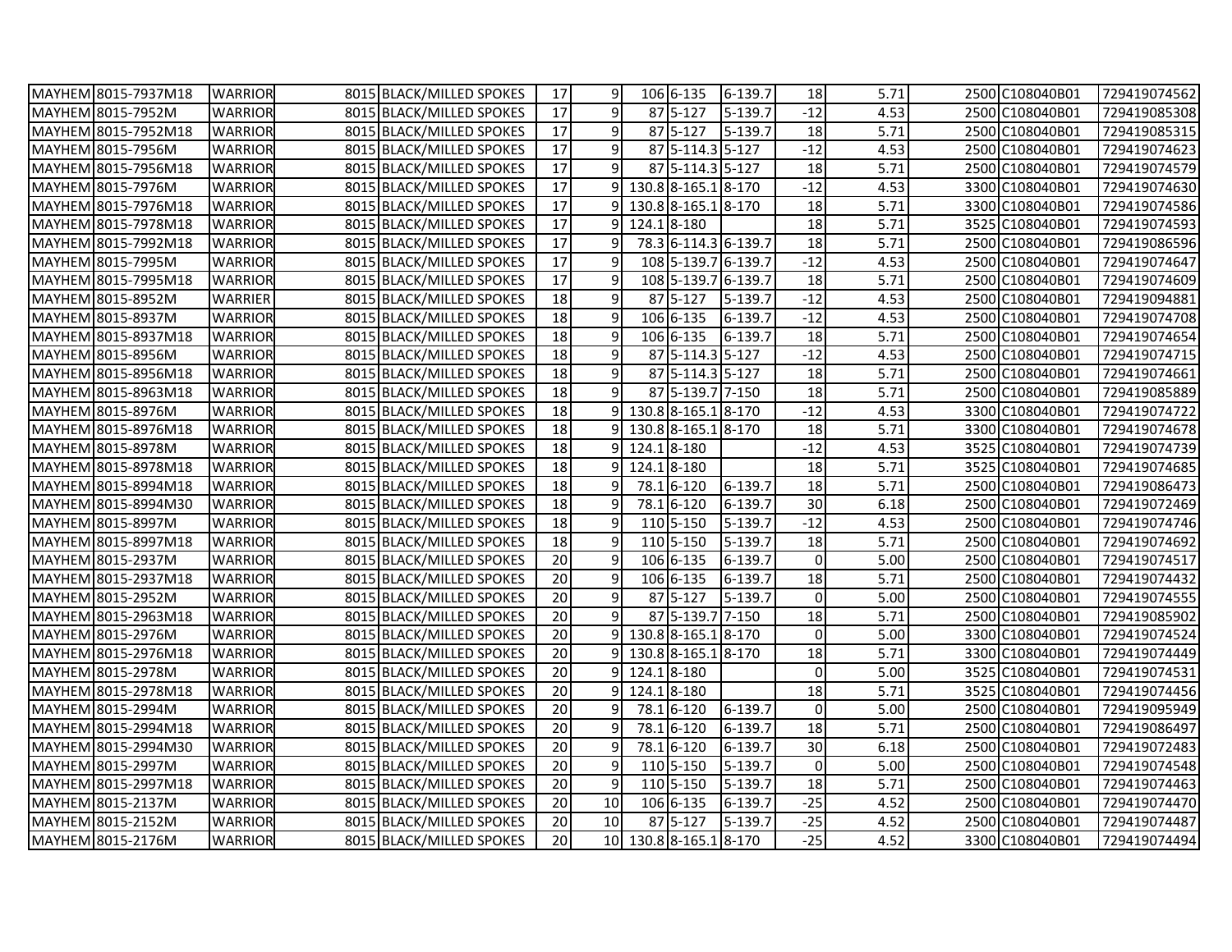| | | | | | | | | | | | | | | |
|---|---|---|---|---|---|---|---|---|---|---|---|---|---|---|
| MAYHEM | 8015-7937M18 | WARRIOR | 8015 | BLACK/MILLED SPOKES | 17 | 9 | 106 | 6-135 | 6-139.7 | 18 | 5.71 | 2500 | C108040B01 | 729419074562 |
| MAYHEM | 8015-7952M | WARRIOR | 8015 | BLACK/MILLED SPOKES | 17 | 9 | 87 | 5-127 | 5-139.7 | -12 | 4.53 | 2500 | C108040B01 | 729419085308 |
| MAYHEM | 8015-7952M18 | WARRIOR | 8015 | BLACK/MILLED SPOKES | 17 | 9 | 87 | 5-127 | 5-139.7 | 18 | 5.71 | 2500 | C108040B01 | 729419085315 |
| MAYHEM | 8015-7956M | WARRIOR | 8015 | BLACK/MILLED SPOKES | 17 | 9 | 87 | 5-114.3 | 5-127 | -12 | 4.53 | 2500 | C108040B01 | 729419074623 |
| MAYHEM | 8015-7956M18 | WARRIOR | 8015 | BLACK/MILLED SPOKES | 17 | 9 | 87 | 5-114.3 | 5-127 | 18 | 5.71 | 2500 | C108040B01 | 729419074579 |
| MAYHEM | 8015-7976M | WARRIOR | 8015 | BLACK/MILLED SPOKES | 17 | 9 | 130.8 | 8-165.1 | 8-170 | -12 | 4.53 | 3300 | C108040B01 | 729419074630 |
| MAYHEM | 8015-7976M18 | WARRIOR | 8015 | BLACK/MILLED SPOKES | 17 | 9 | 130.8 | 8-165.1 | 8-170 | 18 | 5.71 | 3300 | C108040B01 | 729419074586 |
| MAYHEM | 8015-7978M18 | WARRIOR | 8015 | BLACK/MILLED SPOKES | 17 | 9 | 124.1 | 8-180 | | 18 | 5.71 | 3525 | C108040B01 | 729419074593 |
| MAYHEM | 8015-7992M18 | WARRIOR | 8015 | BLACK/MILLED SPOKES | 17 | 9 | 78.3 | 6-114.3 | 6-139.7 | 18 | 5.71 | 2500 | C108040B01 | 729419086596 |
| MAYHEM | 8015-7995M | WARRIOR | 8015 | BLACK/MILLED SPOKES | 17 | 9 | 108 | 5-139.7 | 6-139.7 | -12 | 4.53 | 2500 | C108040B01 | 729419074647 |
| MAYHEM | 8015-7995M18 | WARRIOR | 8015 | BLACK/MILLED SPOKES | 17 | 9 | 108 | 5-139.7 | 6-139.7 | 18 | 5.71 | 2500 | C108040B01 | 729419074609 |
| MAYHEM | 8015-8952M | WARRIER | 8015 | BLACK/MILLED SPOKES | 18 | 9 | 87 | 5-127 | 5-139.7 | -12 | 4.53 | 2500 | C108040B01 | 729419094881 |
| MAYHEM | 8015-8937M | WARRIOR | 8015 | BLACK/MILLED SPOKES | 18 | 9 | 106 | 6-135 | 6-139.7 | -12 | 4.53 | 2500 | C108040B01 | 729419074708 |
| MAYHEM | 8015-8937M18 | WARRIOR | 8015 | BLACK/MILLED SPOKES | 18 | 9 | 106 | 6-135 | 6-139.7 | 18 | 5.71 | 2500 | C108040B01 | 729419074654 |
| MAYHEM | 8015-8956M | WARRIOR | 8015 | BLACK/MILLED SPOKES | 18 | 9 | 87 | 5-114.3 | 5-127 | -12 | 4.53 | 2500 | C108040B01 | 729419074715 |
| MAYHEM | 8015-8956M18 | WARRIOR | 8015 | BLACK/MILLED SPOKES | 18 | 9 | 87 | 5-114.3 | 5-127 | 18 | 5.71 | 2500 | C108040B01 | 729419074661 |
| MAYHEM | 8015-8963M18 | WARRIOR | 8015 | BLACK/MILLED SPOKES | 18 | 9 | 87 | 5-139.7 | 7-150 | 18 | 5.71 | 2500 | C108040B01 | 729419085889 |
| MAYHEM | 8015-8976M | WARRIOR | 8015 | BLACK/MILLED SPOKES | 18 | 9 | 130.8 | 8-165.1 | 8-170 | -12 | 4.53 | 3300 | C108040B01 | 729419074722 |
| MAYHEM | 8015-8976M18 | WARRIOR | 8015 | BLACK/MILLED SPOKES | 18 | 9 | 130.8 | 8-165.1 | 8-170 | 18 | 5.71 | 3300 | C108040B01 | 729419074678 |
| MAYHEM | 8015-8978M | WARRIOR | 8015 | BLACK/MILLED SPOKES | 18 | 9 | 124.1 | 8-180 | | -12 | 4.53 | 3525 | C108040B01 | 729419074739 |
| MAYHEM | 8015-8978M18 | WARRIOR | 8015 | BLACK/MILLED SPOKES | 18 | 9 | 124.1 | 8-180 | | 18 | 5.71 | 3525 | C108040B01 | 729419074685 |
| MAYHEM | 8015-8994M18 | WARRIOR | 8015 | BLACK/MILLED SPOKES | 18 | 9 | 78.1 | 6-120 | 6-139.7 | 18 | 5.71 | 2500 | C108040B01 | 729419086473 |
| MAYHEM | 8015-8994M30 | WARRIOR | 8015 | BLACK/MILLED SPOKES | 18 | 9 | 78.1 | 6-120 | 6-139.7 | 30 | 6.18 | 2500 | C108040B01 | 729419072469 |
| MAYHEM | 8015-8997M | WARRIOR | 8015 | BLACK/MILLED SPOKES | 18 | 9 | 110 | 5-150 | 5-139.7 | -12 | 4.53 | 2500 | C108040B01 | 729419074746 |
| MAYHEM | 8015-8997M18 | WARRIOR | 8015 | BLACK/MILLED SPOKES | 18 | 9 | 110 | 5-150 | 5-139.7 | 18 | 5.71 | 2500 | C108040B01 | 729419074692 |
| MAYHEM | 8015-2937M | WARRIOR | 8015 | BLACK/MILLED SPOKES | 20 | 9 | 106 | 6-135 | 6-139.7 | 0 | 5.00 | 2500 | C108040B01 | 729419074517 |
| MAYHEM | 8015-2937M18 | WARRIOR | 8015 | BLACK/MILLED SPOKES | 20 | 9 | 106 | 6-135 | 6-139.7 | 18 | 5.71 | 2500 | C108040B01 | 729419074432 |
| MAYHEM | 8015-2952M | WARRIOR | 8015 | BLACK/MILLED SPOKES | 20 | 9 | 87 | 5-127 | 5-139.7 | 0 | 5.00 | 2500 | C108040B01 | 729419074555 |
| MAYHEM | 8015-2963M18 | WARRIOR | 8015 | BLACK/MILLED SPOKES | 20 | 9 | 87 | 5-139.7 | 7-150 | 18 | 5.71 | 2500 | C108040B01 | 729419085902 |
| MAYHEM | 8015-2976M | WARRIOR | 8015 | BLACK/MILLED SPOKES | 20 | 9 | 130.8 | 8-165.1 | 8-170 | 0 | 5.00 | 3300 | C108040B01 | 729419074524 |
| MAYHEM | 8015-2976M18 | WARRIOR | 8015 | BLACK/MILLED SPOKES | 20 | 9 | 130.8 | 8-165.1 | 8-170 | 18 | 5.71 | 3300 | C108040B01 | 729419074449 |
| MAYHEM | 8015-2978M | WARRIOR | 8015 | BLACK/MILLED SPOKES | 20 | 9 | 124.1 | 8-180 | | 0 | 5.00 | 3525 | C108040B01 | 729419074531 |
| MAYHEM | 8015-2978M18 | WARRIOR | 8015 | BLACK/MILLED SPOKES | 20 | 9 | 124.1 | 8-180 | | 18 | 5.71 | 3525 | C108040B01 | 729419074456 |
| MAYHEM | 8015-2994M | WARRIOR | 8015 | BLACK/MILLED SPOKES | 20 | 9 | 78.1 | 6-120 | 6-139.7 | 0 | 5.00 | 2500 | C108040B01 | 729419095949 |
| MAYHEM | 8015-2994M18 | WARRIOR | 8015 | BLACK/MILLED SPOKES | 20 | 9 | 78.1 | 6-120 | 6-139.7 | 18 | 5.71 | 2500 | C108040B01 | 729419086497 |
| MAYHEM | 8015-2994M30 | WARRIOR | 8015 | BLACK/MILLED SPOKES | 20 | 9 | 78.1 | 6-120 | 6-139.7 | 30 | 6.18 | 2500 | C108040B01 | 729419072483 |
| MAYHEM | 8015-2997M | WARRIOR | 8015 | BLACK/MILLED SPOKES | 20 | 9 | 110 | 5-150 | 5-139.7 | 0 | 5.00 | 2500 | C108040B01 | 729419074548 |
| MAYHEM | 8015-2997M18 | WARRIOR | 8015 | BLACK/MILLED SPOKES | 20 | 9 | 110 | 5-150 | 5-139.7 | 18 | 5.71 | 2500 | C108040B01 | 729419074463 |
| MAYHEM | 8015-2137M | WARRIOR | 8015 | BLACK/MILLED SPOKES | 20 | 10 | 106 | 6-135 | 6-139.7 | -25 | 4.52 | 2500 | C108040B01 | 729419074470 |
| MAYHEM | 8015-2152M | WARRIOR | 8015 | BLACK/MILLED SPOKES | 20 | 10 | 87 | 5-127 | 5-139.7 | -25 | 4.52 | 2500 | C108040B01 | 729419074487 |
| MAYHEM | 8015-2176M | WARRIOR | 8015 | BLACK/MILLED SPOKES | 20 | 10 | 130.8 | 8-165.1 | 8-170 | -25 | 4.52 | 3300 | C108040B01 | 729419074494 |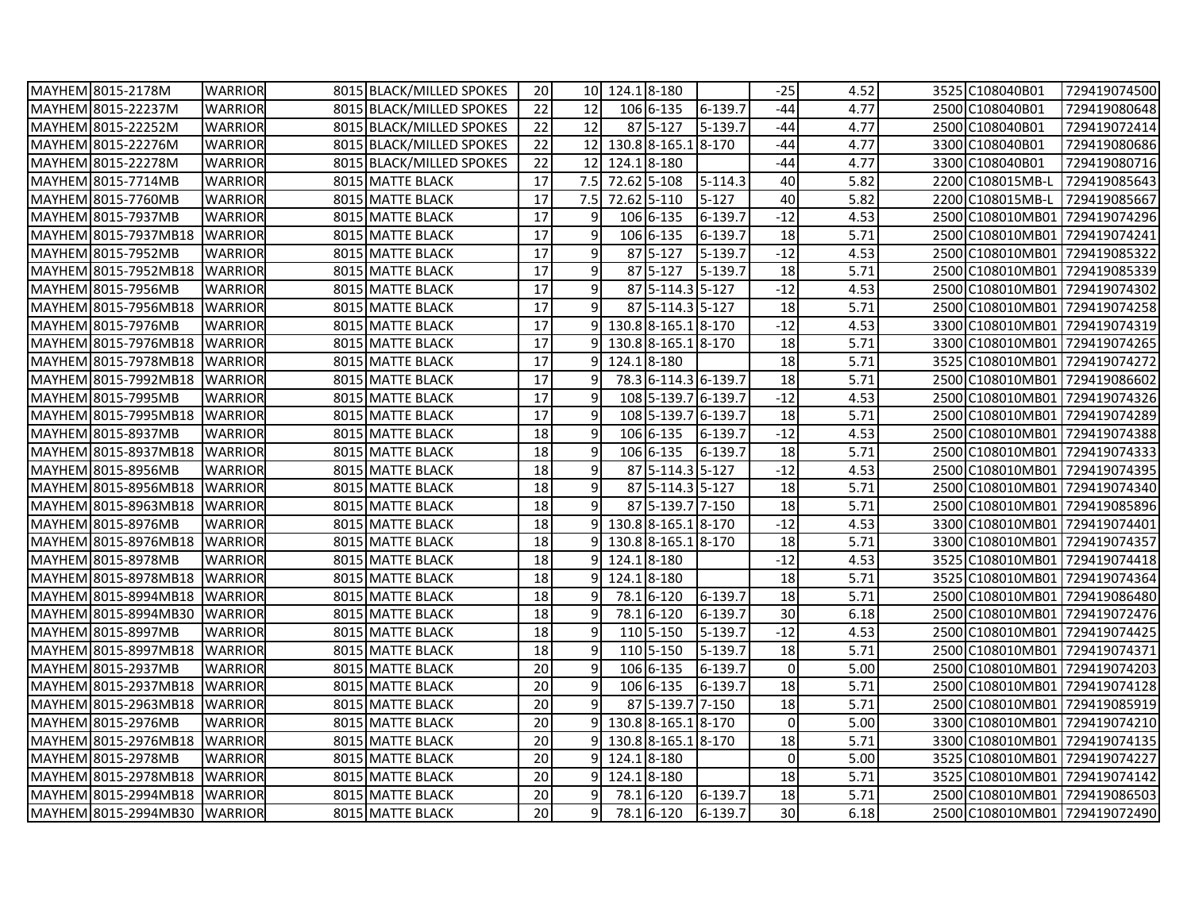| | | | | | | | | | | | | | | | |
|---|---|---|---|---|---|---|---|---|---|---|---|---|---|---|---|
| MAYHEM | 8015-2178M | WARRIOR | 8015 | BLACK/MILLED SPOKES | 20 | 10 | 124.1 | 8-180 | | -25 | 4.52 | | 3525 | C108040B01 | 729419074500 |
| MAYHEM | 8015-22237M | WARRIOR | 8015 | BLACK/MILLED SPOKES | 22 | 12 | 106 | 6-135 | 6-139.7 | -44 | 4.77 | | 2500 | C108040B01 | 729419080648 |
| MAYHEM | 8015-22252M | WARRIOR | 8015 | BLACK/MILLED SPOKES | 22 | 12 | 87 | 5-127 | 5-139.7 | -44 | 4.77 | | 2500 | C108040B01 | 729419072414 |
| MAYHEM | 8015-22276M | WARRIOR | 8015 | BLACK/MILLED SPOKES | 22 | 12 | 130.8 | 8-165.1 | 8-170 | -44 | 4.77 | | 3300 | C108040B01 | 729419080686 |
| MAYHEM | 8015-22278M | WARRIOR | 8015 | BLACK/MILLED SPOKES | 22 | 12 | 124.1 | 8-180 | | -44 | 4.77 | | 3300 | C108040B01 | 729419080716 |
| MAYHEM | 8015-7714MB | WARRIOR | 8015 | MATTE BLACK | 17 | 7.5 | 72.62 | 5-108 | 5-114.3 | 40 | 5.82 | | 2200 | C108015MB-L | 729419085643 |
| MAYHEM | 8015-7760MB | WARRIOR | 8015 | MATTE BLACK | 17 | 7.5 | 72.62 | 5-110 | 5-127 | 40 | 5.82 | | 2200 | C108015MB-L | 729419085667 |
| MAYHEM | 8015-7937MB | WARRIOR | 8015 | MATTE BLACK | 17 | 9 | 106 | 6-135 | 6-139.7 | -12 | 4.53 | | 2500 | C108010MB01 | 729419074296 |
| MAYHEM | 8015-7937MB18 | WARRIOR | 8015 | MATTE BLACK | 17 | 9 | 106 | 6-135 | 6-139.7 | 18 | 5.71 | | 2500 | C108010MB01 | 729419074241 |
| MAYHEM | 8015-7952MB | WARRIOR | 8015 | MATTE BLACK | 17 | 9 | 87 | 5-127 | 5-139.7 | -12 | 4.53 | | 2500 | C108010MB01 | 729419085322 |
| MAYHEM | 8015-7952MB18 | WARRIOR | 8015 | MATTE BLACK | 17 | 9 | 87 | 5-127 | 5-139.7 | 18 | 5.71 | | 2500 | C108010MB01 | 729419085339 |
| MAYHEM | 8015-7956MB | WARRIOR | 8015 | MATTE BLACK | 17 | 9 | 87 | 5-114.3 | 5-127 | -12 | 4.53 | | 2500 | C108010MB01 | 729419074302 |
| MAYHEM | 8015-7956MB18 | WARRIOR | 8015 | MATTE BLACK | 17 | 9 | 87 | 5-114.3 | 5-127 | 18 | 5.71 | | 2500 | C108010MB01 | 729419074258 |
| MAYHEM | 8015-7976MB | WARRIOR | 8015 | MATTE BLACK | 17 | 9 | 130.8 | 8-165.1 | 8-170 | -12 | 4.53 | | 3300 | C108010MB01 | 729419074319 |
| MAYHEM | 8015-7976MB18 | WARRIOR | 8015 | MATTE BLACK | 17 | 9 | 130.8 | 8-165.1 | 8-170 | 18 | 5.71 | | 3300 | C108010MB01 | 729419074265 |
| MAYHEM | 8015-7978MB18 | WARRIOR | 8015 | MATTE BLACK | 17 | 9 | 124.1 | 8-180 | | 18 | 5.71 | | 3525 | C108010MB01 | 729419074272 |
| MAYHEM | 8015-7992MB18 | WARRIOR | 8015 | MATTE BLACK | 17 | 9 | 78.3 | 6-114.3 | 6-139.7 | 18 | 5.71 | | 2500 | C108010MB01 | 729419086602 |
| MAYHEM | 8015-7995MB | WARRIOR | 8015 | MATTE BLACK | 17 | 9 | 108 | 5-139.7 | 6-139.7 | -12 | 4.53 | | 2500 | C108010MB01 | 729419074326 |
| MAYHEM | 8015-7995MB18 | WARRIOR | 8015 | MATTE BLACK | 17 | 9 | 108 | 5-139.7 | 6-139.7 | 18 | 5.71 | | 2500 | C108010MB01 | 729419074289 |
| MAYHEM | 8015-8937MB | WARRIOR | 8015 | MATTE BLACK | 18 | 9 | 106 | 6-135 | 6-139.7 | -12 | 4.53 | | 2500 | C108010MB01 | 729419074388 |
| MAYHEM | 8015-8937MB18 | WARRIOR | 8015 | MATTE BLACK | 18 | 9 | 106 | 6-135 | 6-139.7 | 18 | 5.71 | | 2500 | C108010MB01 | 729419074333 |
| MAYHEM | 8015-8956MB | WARRIOR | 8015 | MATTE BLACK | 18 | 9 | 87 | 5-114.3 | 5-127 | -12 | 4.53 | | 2500 | C108010MB01 | 729419074395 |
| MAYHEM | 8015-8956MB18 | WARRIOR | 8015 | MATTE BLACK | 18 | 9 | 87 | 5-114.3 | 5-127 | 18 | 5.71 | | 2500 | C108010MB01 | 729419074340 |
| MAYHEM | 8015-8963MB18 | WARRIOR | 8015 | MATTE BLACK | 18 | 9 | 87 | 5-139.7 | 7-150 | 18 | 5.71 | | 2500 | C108010MB01 | 729419085896 |
| MAYHEM | 8015-8976MB | WARRIOR | 8015 | MATTE BLACK | 18 | 9 | 130.8 | 8-165.1 | 8-170 | -12 | 4.53 | | 3300 | C108010MB01 | 729419074401 |
| MAYHEM | 8015-8976MB18 | WARRIOR | 8015 | MATTE BLACK | 18 | 9 | 130.8 | 8-165.1 | 8-170 | 18 | 5.71 | | 3300 | C108010MB01 | 729419074357 |
| MAYHEM | 8015-8978MB | WARRIOR | 8015 | MATTE BLACK | 18 | 9 | 124.1 | 8-180 | | -12 | 4.53 | | 3525 | C108010MB01 | 729419074418 |
| MAYHEM | 8015-8978MB18 | WARRIOR | 8015 | MATTE BLACK | 18 | 9 | 124.1 | 8-180 | | 18 | 5.71 | | 3525 | C108010MB01 | 729419074364 |
| MAYHEM | 8015-8994MB18 | WARRIOR | 8015 | MATTE BLACK | 18 | 9 | 78.1 | 6-120 | 6-139.7 | 18 | 5.71 | | 2500 | C108010MB01 | 729419086480 |
| MAYHEM | 8015-8994MB30 | WARRIOR | 8015 | MATTE BLACK | 18 | 9 | 78.1 | 6-120 | 6-139.7 | 30 | 6.18 | | 2500 | C108010MB01 | 729419072476 |
| MAYHEM | 8015-8997MB | WARRIOR | 8015 | MATTE BLACK | 18 | 9 | 110 | 5-150 | 5-139.7 | -12 | 4.53 | | 2500 | C108010MB01 | 729419074425 |
| MAYHEM | 8015-8997MB18 | WARRIOR | 8015 | MATTE BLACK | 18 | 9 | 110 | 5-150 | 5-139.7 | 18 | 5.71 | | 2500 | C108010MB01 | 729419074371 |
| MAYHEM | 8015-2937MB | WARRIOR | 8015 | MATTE BLACK | 20 | 9 | 106 | 6-135 | 6-139.7 | 0 | 5.00 | | 2500 | C108010MB01 | 729419074203 |
| MAYHEM | 8015-2937MB18 | WARRIOR | 8015 | MATTE BLACK | 20 | 9 | 106 | 6-135 | 6-139.7 | 18 | 5.71 | | 2500 | C108010MB01 | 729419074128 |
| MAYHEM | 8015-2963MB18 | WARRIOR | 8015 | MATTE BLACK | 20 | 9 | 87 | 5-139.7 | 7-150 | 18 | 5.71 | | 2500 | C108010MB01 | 729419085919 |
| MAYHEM | 8015-2976MB | WARRIOR | 8015 | MATTE BLACK | 20 | 9 | 130.8 | 8-165.1 | 8-170 | 0 | 5.00 | | 3300 | C108010MB01 | 729419074210 |
| MAYHEM | 8015-2976MB18 | WARRIOR | 8015 | MATTE BLACK | 20 | 9 | 130.8 | 8-165.1 | 8-170 | 18 | 5.71 | | 3300 | C108010MB01 | 729419074135 |
| MAYHEM | 8015-2978MB | WARRIOR | 8015 | MATTE BLACK | 20 | 9 | 124.1 | 8-180 | | 0 | 5.00 | | 3525 | C108010MB01 | 729419074227 |
| MAYHEM | 8015-2978MB18 | WARRIOR | 8015 | MATTE BLACK | 20 | 9 | 124.1 | 8-180 | | 18 | 5.71 | | 3525 | C108010MB01 | 729419074142 |
| MAYHEM | 8015-2994MB18 | WARRIOR | 8015 | MATTE BLACK | 20 | 9 | 78.1 | 6-120 | 6-139.7 | 18 | 5.71 | | 2500 | C108010MB01 | 729419086503 |
| MAYHEM | 8015-2994MB30 | WARRIOR | 8015 | MATTE BLACK | 20 | 9 | 78.1 | 6-120 | 6-139.7 | 30 | 6.18 | | 2500 | C108010MB01 | 729419072490 |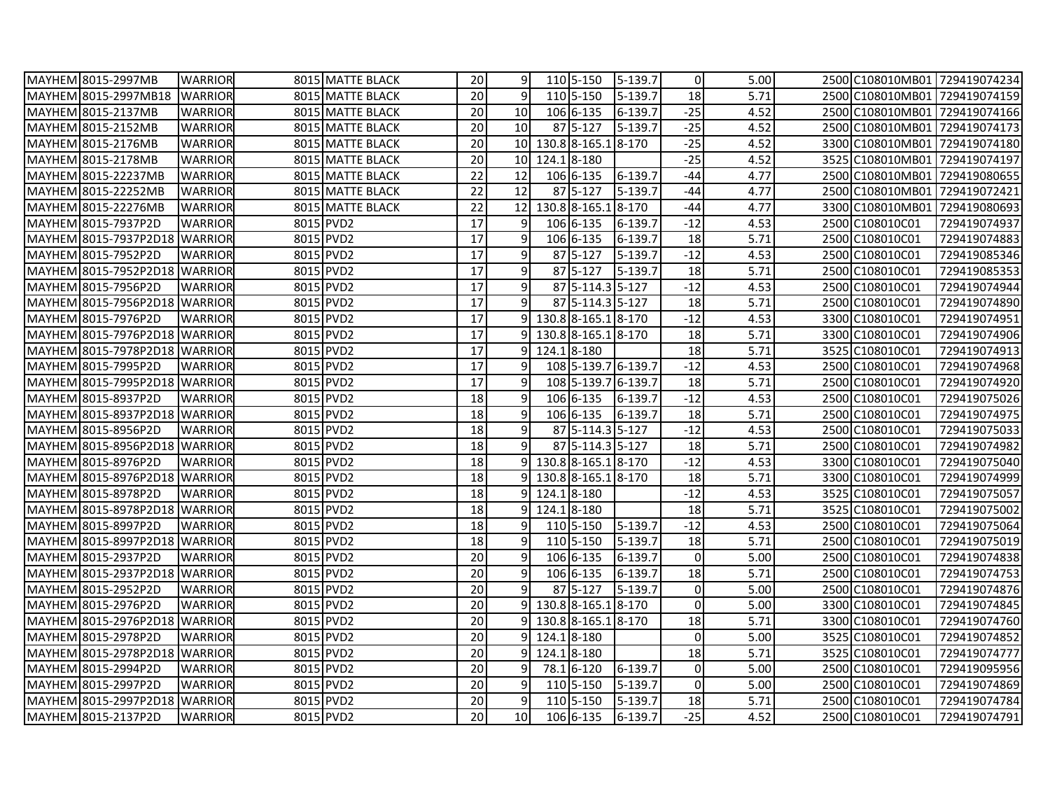| | | | | | | | | | | | | | | |
|---|---|---|---|---|---|---|---|---|---|---|---|---|---|---|
| MAYHEM | 8015-2997MB | WARRIOR | 8015 | MATTE BLACK | 20 | 9 | 110 | 5-150 | 5-139.7 | 0 | 5.00 | 2500 | C108010MB01 | 729419074234 |
| MAYHEM | 8015-2997MB18 | WARRIOR | 8015 | MATTE BLACK | 20 | 9 | 110 | 5-150 | 5-139.7 | 18 | 5.71 | 2500 | C108010MB01 | 729419074159 |
| MAYHEM | 8015-2137MB | WARRIOR | 8015 | MATTE BLACK | 20 | 10 | 106 | 6-135 | 6-139.7 | -25 | 4.52 | 2500 | C108010MB01 | 729419074166 |
| MAYHEM | 8015-2152MB | WARRIOR | 8015 | MATTE BLACK | 20 | 10 | 87 | 5-127 | 5-139.7 | -25 | 4.52 | 2500 | C108010MB01 | 729419074173 |
| MAYHEM | 8015-2176MB | WARRIOR | 8015 | MATTE BLACK | 20 | 10 | 130.8 | 8-165.1 | 8-170 | -25 | 4.52 | 3300 | C108010MB01 | 729419074180 |
| MAYHEM | 8015-2178MB | WARRIOR | 8015 | MATTE BLACK | 20 | 10 | 124.1 | 8-180 | | -25 | 4.52 | 3525 | C108010MB01 | 729419074197 |
| MAYHEM | 8015-22237MB | WARRIOR | 8015 | MATTE BLACK | 22 | 12 | 106 | 6-135 | 6-139.7 | -44 | 4.77 | 2500 | C108010MB01 | 729419080655 |
| MAYHEM | 8015-22252MB | WARRIOR | 8015 | MATTE BLACK | 22 | 12 | 87 | 5-127 | 5-139.7 | -44 | 4.77 | 2500 | C108010MB01 | 729419072421 |
| MAYHEM | 8015-22276MB | WARRIOR | 8015 | MATTE BLACK | 22 | 12 | 130.8 | 8-165.1 | 8-170 | -44 | 4.77 | 3300 | C108010MB01 | 729419080693 |
| MAYHEM | 8015-7937P2D | WARRIOR | 8015 | PVD2 | 17 | 9 | 106 | 6-135 | 6-139.7 | -12 | 4.53 | 2500 | C108010C01 | 729419074937 |
| MAYHEM | 8015-7937P2D18 | WARRIOR | 8015 | PVD2 | 17 | 9 | 106 | 6-135 | 6-139.7 | 18 | 5.71 | 2500 | C108010C01 | 729419074883 |
| MAYHEM | 8015-7952P2D | WARRIOR | 8015 | PVD2 | 17 | 9 | 87 | 5-127 | 5-139.7 | -12 | 4.53 | 2500 | C108010C01 | 729419085346 |
| MAYHEM | 8015-7952P2D18 | WARRIOR | 8015 | PVD2 | 17 | 9 | 87 | 5-127 | 5-139.7 | 18 | 5.71 | 2500 | C108010C01 | 729419085353 |
| MAYHEM | 8015-7956P2D | WARRIOR | 8015 | PVD2 | 17 | 9 | 87 | 5-114.3 | 5-127 | -12 | 4.53 | 2500 | C108010C01 | 729419074944 |
| MAYHEM | 8015-7956P2D18 | WARRIOR | 8015 | PVD2 | 17 | 9 | 87 | 5-114.3 | 5-127 | 18 | 5.71 | 2500 | C108010C01 | 729419074890 |
| MAYHEM | 8015-7976P2D | WARRIOR | 8015 | PVD2 | 17 | 9 | 130.8 | 8-165.1 | 8-170 | -12 | 4.53 | 3300 | C108010C01 | 729419074951 |
| MAYHEM | 8015-7976P2D18 | WARRIOR | 8015 | PVD2 | 17 | 9 | 130.8 | 8-165.1 | 8-170 | 18 | 5.71 | 3300 | C108010C01 | 729419074906 |
| MAYHEM | 8015-7978P2D18 | WARRIOR | 8015 | PVD2 | 17 | 9 | 124.1 | 8-180 | | 18 | 5.71 | 3525 | C108010C01 | 729419074913 |
| MAYHEM | 8015-7995P2D | WARRIOR | 8015 | PVD2 | 17 | 9 | 108 | 5-139.7 | 6-139.7 | -12 | 4.53 | 2500 | C108010C01 | 729419074968 |
| MAYHEM | 8015-7995P2D18 | WARRIOR | 8015 | PVD2 | 17 | 9 | 108 | 5-139.7 | 6-139.7 | 18 | 5.71 | 2500 | C108010C01 | 729419074920 |
| MAYHEM | 8015-8937P2D | WARRIOR | 8015 | PVD2 | 18 | 9 | 106 | 6-135 | 6-139.7 | -12 | 4.53 | 2500 | C108010C01 | 729419075026 |
| MAYHEM | 8015-8937P2D18 | WARRIOR | 8015 | PVD2 | 18 | 9 | 106 | 6-135 | 6-139.7 | 18 | 5.71 | 2500 | C108010C01 | 729419074975 |
| MAYHEM | 8015-8956P2D | WARRIOR | 8015 | PVD2 | 18 | 9 | 87 | 5-114.3 | 5-127 | -12 | 4.53 | 2500 | C108010C01 | 729419075033 |
| MAYHEM | 8015-8956P2D18 | WARRIOR | 8015 | PVD2 | 18 | 9 | 87 | 5-114.3 | 5-127 | 18 | 5.71 | 2500 | C108010C01 | 729419074982 |
| MAYHEM | 8015-8976P2D | WARRIOR | 8015 | PVD2 | 18 | 9 | 130.8 | 8-165.1 | 8-170 | -12 | 4.53 | 3300 | C108010C01 | 729419075040 |
| MAYHEM | 8015-8976P2D18 | WARRIOR | 8015 | PVD2 | 18 | 9 | 130.8 | 8-165.1 | 8-170 | 18 | 5.71 | 3300 | C108010C01 | 729419074999 |
| MAYHEM | 8015-8978P2D | WARRIOR | 8015 | PVD2 | 18 | 9 | 124.1 | 8-180 | | -12 | 4.53 | 3525 | C108010C01 | 729419075057 |
| MAYHEM | 8015-8978P2D18 | WARRIOR | 8015 | PVD2 | 18 | 9 | 124.1 | 8-180 | | 18 | 5.71 | 3525 | C108010C01 | 729419075002 |
| MAYHEM | 8015-8997P2D | WARRIOR | 8015 | PVD2 | 18 | 9 | 110 | 5-150 | 5-139.7 | -12 | 4.53 | 2500 | C108010C01 | 729419075064 |
| MAYHEM | 8015-8997P2D18 | WARRIOR | 8015 | PVD2 | 18 | 9 | 110 | 5-150 | 5-139.7 | 18 | 5.71 | 2500 | C108010C01 | 729419075019 |
| MAYHEM | 8015-2937P2D | WARRIOR | 8015 | PVD2 | 20 | 9 | 106 | 6-135 | 6-139.7 | 0 | 5.00 | 2500 | C108010C01 | 729419074838 |
| MAYHEM | 8015-2937P2D18 | WARRIOR | 8015 | PVD2 | 20 | 9 | 106 | 6-135 | 6-139.7 | 18 | 5.71 | 2500 | C108010C01 | 729419074753 |
| MAYHEM | 8015-2952P2D | WARRIOR | 8015 | PVD2 | 20 | 9 | 87 | 5-127 | 5-139.7 | 0 | 5.00 | 2500 | C108010C01 | 729419074876 |
| MAYHEM | 8015-2976P2D | WARRIOR | 8015 | PVD2 | 20 | 9 | 130.8 | 8-165.1 | 8-170 | 0 | 5.00 | 3300 | C108010C01 | 729419074845 |
| MAYHEM | 8015-2976P2D18 | WARRIOR | 8015 | PVD2 | 20 | 9 | 130.8 | 8-165.1 | 8-170 | 18 | 5.71 | 3300 | C108010C01 | 729419074760 |
| MAYHEM | 8015-2978P2D | WARRIOR | 8015 | PVD2 | 20 | 9 | 124.1 | 8-180 | | 0 | 5.00 | 3525 | C108010C01 | 729419074852 |
| MAYHEM | 8015-2978P2D18 | WARRIOR | 8015 | PVD2 | 20 | 9 | 124.1 | 8-180 | | 18 | 5.71 | 3525 | C108010C01 | 729419074777 |
| MAYHEM | 8015-2994P2D | WARRIOR | 8015 | PVD2 | 20 | 9 | 78.1 | 6-120 | 6-139.7 | 0 | 5.00 | 2500 | C108010C01 | 729419095956 |
| MAYHEM | 8015-2997P2D | WARRIOR | 8015 | PVD2 | 20 | 9 | 110 | 5-150 | 5-139.7 | 0 | 5.00 | 2500 | C108010C01 | 729419074869 |
| MAYHEM | 8015-2997P2D18 | WARRIOR | 8015 | PVD2 | 20 | 9 | 110 | 5-150 | 5-139.7 | 18 | 5.71 | 2500 | C108010C01 | 729419074784 |
| MAYHEM | 8015-2137P2D | WARRIOR | 8015 | PVD2 | 20 | 10 | 106 | 6-135 | 6-139.7 | -25 | 4.52 | 2500 | C108010C01 | 729419074791 |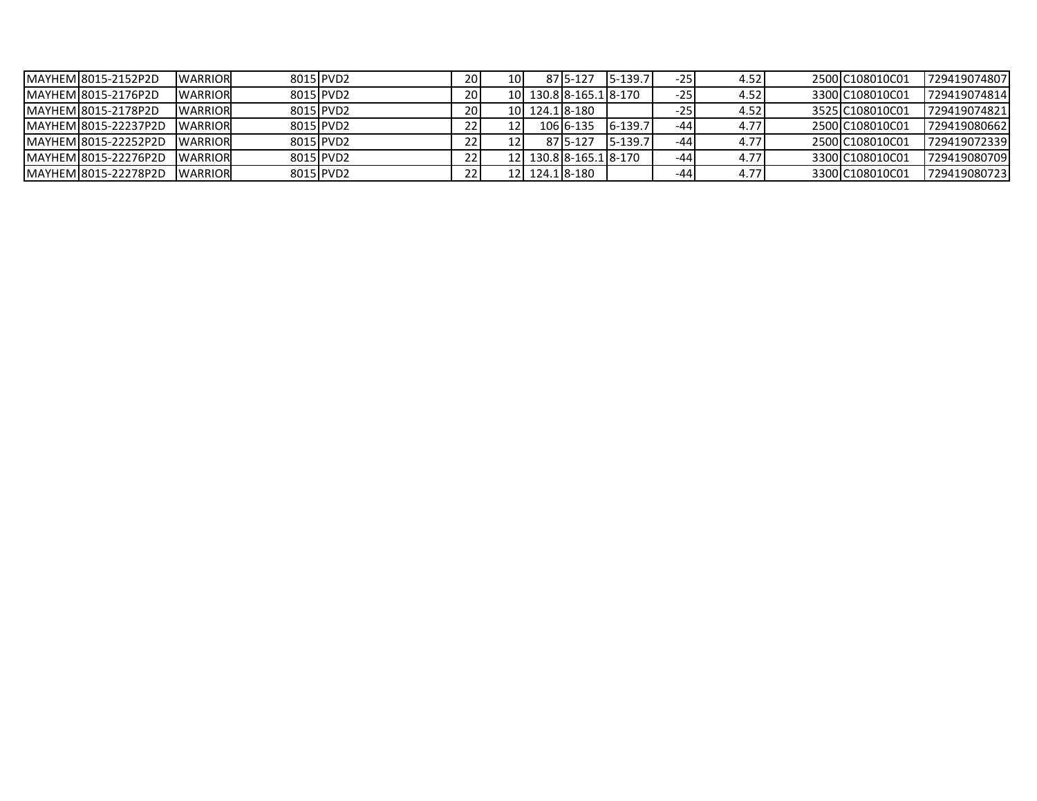| | | | | | | | | | | | | | | | |
|---|---|---|---|---|---|---|---|---|---|---|---|---|---|---|---|
| MAYHEM | 8015-2152P2D | WARRIOR | 8015 | PVD2 | 20 | 10 | 87 | 5-127 | 5-139.7 | -25 | 4.52 | | 2500 | C108010C01 | 729419074807 |
| MAYHEM | 8015-2176P2D | WARRIOR | 8015 | PVD2 | 20 | 10 | 130.8 | 8-165.1 | 8-170 | -25 | 4.52 | | 3300 | C108010C01 | 729419074814 |
| MAYHEM | 8015-2178P2D | WARRIOR | 8015 | PVD2 | 20 | 10 | 124.1 | 8-180 | | -25 | 4.52 | | 3525 | C108010C01 | 729419074821 |
| MAYHEM | 8015-22237P2D | WARRIOR | 8015 | PVD2 | 22 | 12 | 106 | 6-135 | 6-139.7 | -44 | 4.77 | | 2500 | C108010C01 | 729419080662 |
| MAYHEM | 8015-22252P2D | WARRIOR | 8015 | PVD2 | 22 | 12 | 87 | 5-127 | 5-139.7 | -44 | 4.77 | | 2500 | C108010C01 | 729419072339 |
| MAYHEM | 8015-22276P2D | WARRIOR | 8015 | PVD2 | 22 | 12 | 130.8 | 8-165.1 | 8-170 | -44 | 4.77 | | 3300 | C108010C01 | 729419080709 |
| MAYHEM | 8015-22278P2D | WARRIOR | 8015 | PVD2 | 22 | 12 | 124.1 | 8-180 | | -44 | 4.77 | | 3300 | C108010C01 | 729419080723 |